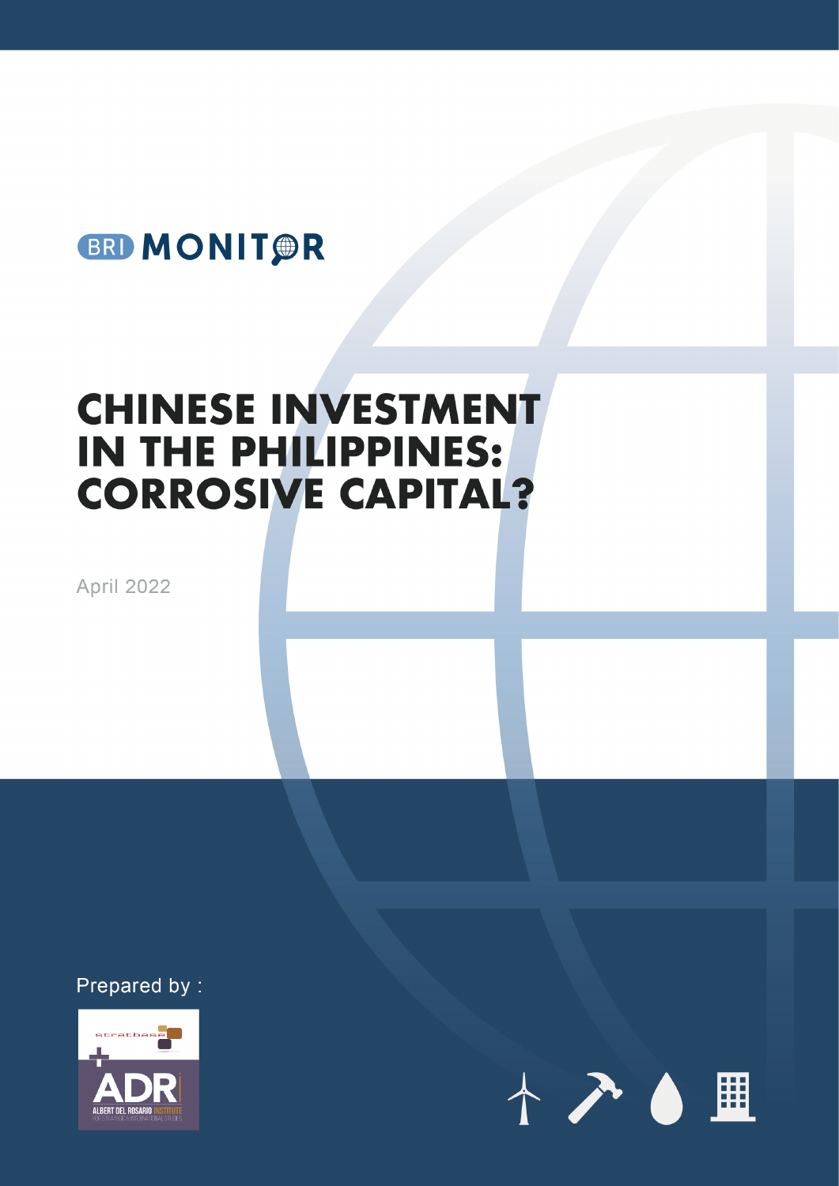BRI MONITOR

# CHINESE INVESTMENT IN THE PHILIPPINES: CORROSIVE CAPITAL?

April 2022

Prepared by :

stratbase

ADR

ALBERT DEL ROSARIO INSTITUTE FOR STRATEGIC & INTERNATIONAL STUDIES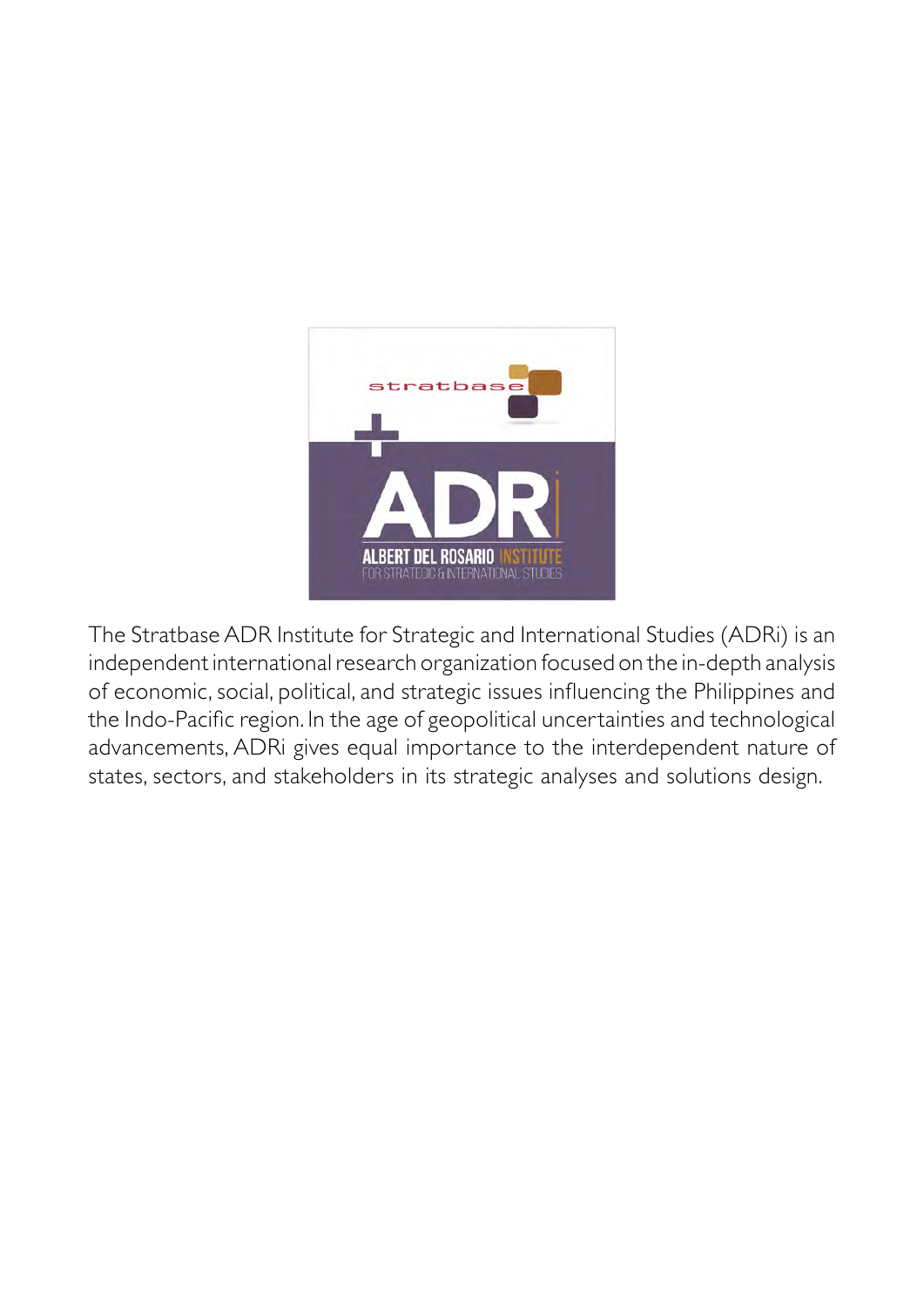The Stratbase ADR Institute for Strategic and International Studies (ADRi) is an independent international research organization focused on the in-depth analysis of economic, social, political, and strategic issues influencing the Philippines and the Indo-Pacific region. In the age of geopolitical uncertainties and technological advancements, ADRi gives equal importance to the interdependent nature of states, sectors, and stakeholders in its strategic analyses and solutions design.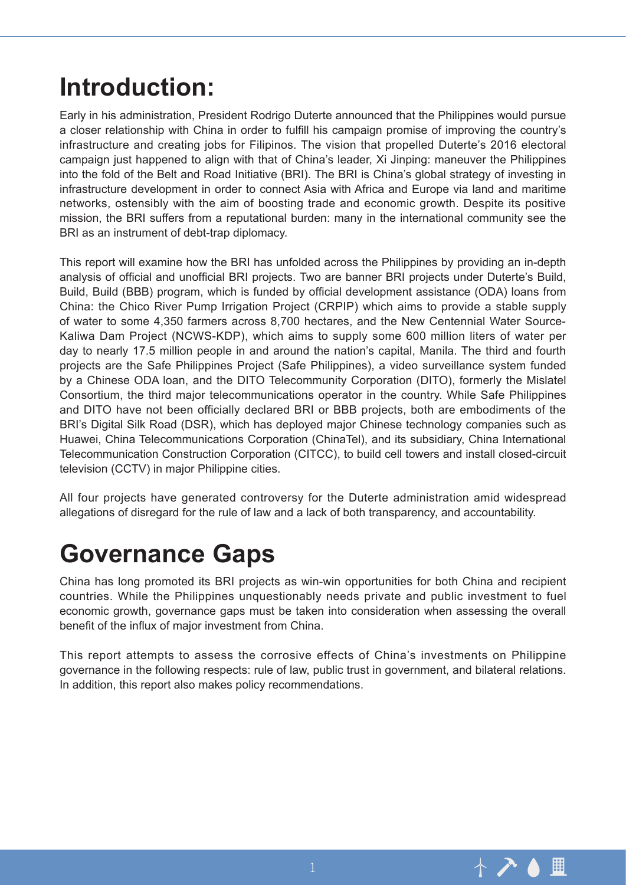# Introduction:

Early in his administration, President Rodrigo Duterte announced that the Philippines would pursue a closer relationship with China in order to fulfill his campaign promise of improving the country's infrastructure and creating jobs for Filipinos. The vision that propelled Duterte's 2016 electoral campaign just happened to align with that of China's leader, Xi Jinping: maneuver the Philippines into the fold of the Belt and Road Initiative (BRI). The BRI is China's global strategy of investing in infrastructure development in order to connect Asia with Africa and Europe via land and maritime networks, ostensibly with the aim of boosting trade and economic growth. Despite its positive mission, the BRI suffers from a reputational burden: many in the international community see the BRI as an instrument of debt-trap diplomacy.

This report will examine how the BRI has unfolded across the Philippines by providing an in-depth analysis of official and unofficial BRI projects. Two are banner BRI projects under Duterte's Build, Build, Build (BBB) program, which is funded by official development assistance (ODA) loans from China: the Chico River Pump Irrigation Project (CRPIP) which aims to provide a stable supply of water to some 4,350 farmers across 8,700 hectares, and the New Centennial Water Source-Kaliwa Dam Project (NCWS-KDP), which aims to supply some 600 million liters of water per day to nearly 17.5 million people in and around the nation's capital, Manila. The third and fourth projects are the Safe Philippines Project (Safe Philippines), a video surveillance system funded by a Chinese ODA loan, and the DITO Telecommunity Corporation (DITO), formerly the Mislatel Consortium, the third major telecommunications operator in the country. While Safe Philippines and DITO have not been officially declared BRI or BBB projects, both are embodiments of the BRI's Digital Silk Road (DSR), which has deployed major Chinese technology companies such as Huawei, China Telecommunications Corporation (ChinaTel), and its subsidiary, China International Telecommunication Construction Corporation (CITCC), to build cell towers and install closed-circuit television (CCTV) in major Philippine cities.

All four projects have generated controversy for the Duterte administration amid widespread allegations of disregard for the rule of law and a lack of both transparency, and accountability.

# Governance Gaps

China has long promoted its BRI projects as win-win opportunities for both China and recipient countries. While the Philippines unquestionably needs private and public investment to fuel economic growth, governance gaps must be taken into consideration when assessing the overall benefit of the influx of major investment from China.

This report attempts to assess the corrosive effects of China's investments on Philippine governance in the following respects: rule of law, public trust in government, and bilateral relations. In addition, this report also makes policy recommendations.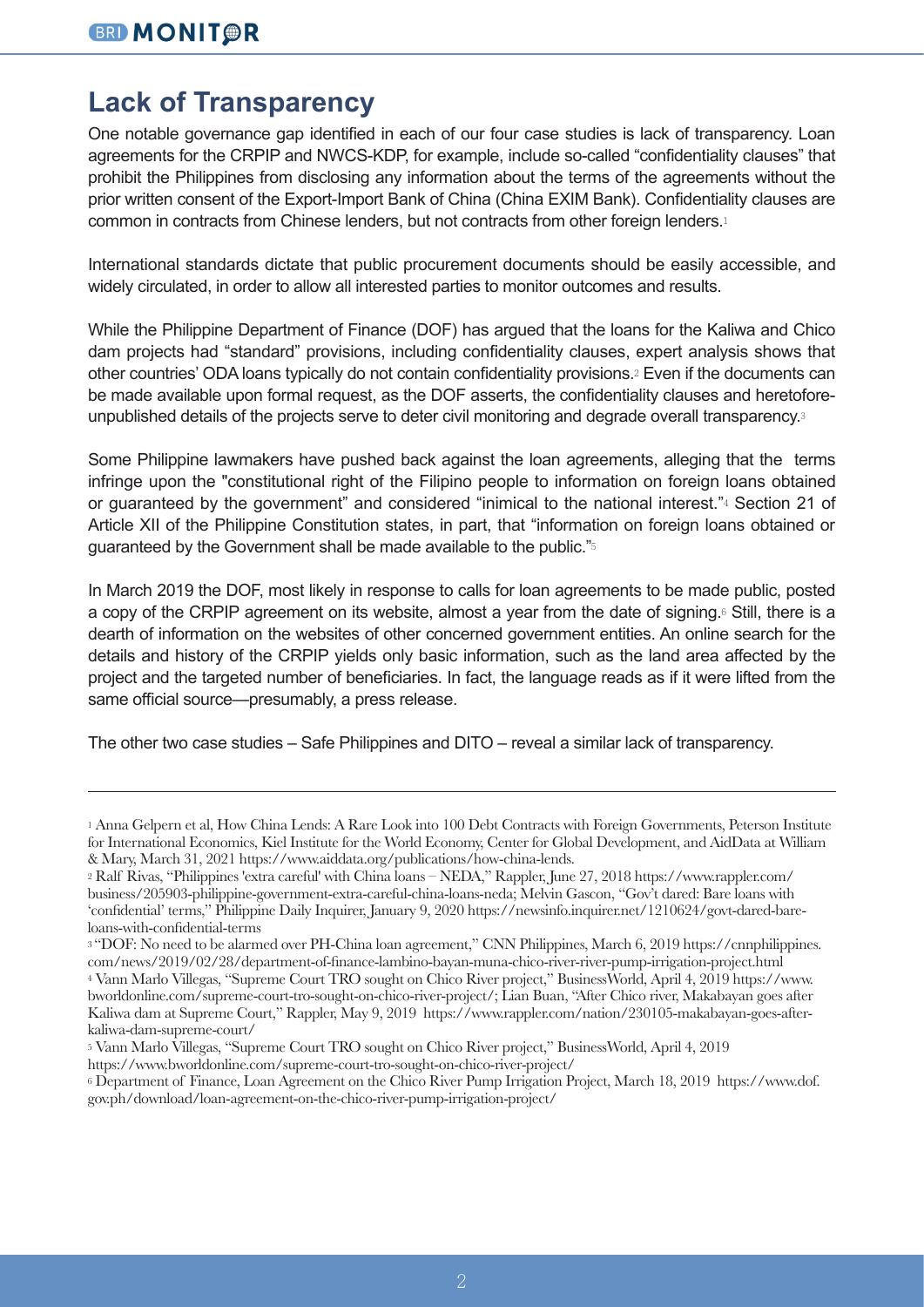## Lack of Transparency

One notable governance gap identified in each of our four case studies is lack of transparency. Loan agreements for the CRPIP and NWCS-KDP, for example, include so-called "confidentiality clauses" that prohibit the Philippines from disclosing any information about the terms of the agreements without the prior written consent of the Export-Import Bank of China (China EXIM Bank). Confidentiality clauses are common in contracts from Chinese lenders, but not contracts from other foreign lenders.[1]

International standards dictate that public procurement documents should be easily accessible, and widely circulated, in order to allow all interested parties to monitor outcomes and results.

While the Philippine Department of Finance (DOF) has argued that the loans for the Kaliwa and Chico dam projects had "standard" provisions, including confidentiality clauses, expert analysis shows that other countries' ODA loans typically do not contain confidentiality provisions.[2] Even if the documents can be made available upon formal request, as the DOF asserts, the confidentiality clauses and heretofore-unpublished details of the projects serve to deter civil monitoring and degrade overall transparency.[3]

Some Philippine lawmakers have pushed back against the loan agreements, alleging that the terms infringe upon the "constitutional right of the Filipino people to information on foreign loans obtained or guaranteed by the government" and considered "inimical to the national interest."[4] Section 21 of Article XII of the Philippine Constitution states, in part, that "information on foreign loans obtained or guaranteed by the Government shall be made available to the public."[5]

In March 2019 the DOF, most likely in response to calls for loan agreements to be made public, posted a copy of the CRPIP agreement on its website, almost a year from the date of signing.[6] Still, there is a dearth of information on the websites of other concerned government entities. An online search for the details and history of the CRPIP yields only basic information, such as the land area affected by the project and the targeted number of beneficiaries. In fact, the language reads as if it were lifted from the same official source—presumably, a press release.

The other two case studies – Safe Philippines and DITO – reveal a similar lack of transparency.

---

[1] Anna Gelpern et al, How China Lends: A Rare Look into 100 Debt Contracts with Foreign Governments, Peterson Institute for International Economics, Kiel Institute for the World Economy, Center for Global Development, and AidData at William & Mary, March 31, 2021 https://www.aiddata.org/publications/how-china-lends.

[2] Ralf Rivas, "Philippines 'extra careful' with China loans – NEDA," Rappler, June 27, 2018 https://www.rappler.com/business/205903-philippine-government-extra-careful-china-loans-neda; Melvin Gascon, "Gov't dared: Bare loans with 'confidential' terms," Philippine Daily Inquirer, January 9, 2020 https://newsinfo.inquirer.net/1210624/govt-dared-bare-loans-with-confidential-terms

[3] "DOF: No need to be alarmed over PH-China loan agreement," CNN Philippines, March 6, 2019 https://cnnphilippines.com/news/2019/02/28/department-of-finance-lambino-bayan-muna-chico-river-river-pump-irrigation-project.html

[4] Vann Marlo Villegas, "Supreme Court TRO sought on Chico River project," BusinessWorld, April 4, 2019 https://www.bworldonline.com/supreme-court-tro-sought-on-chico-river-project/; Lian Buan, "After Chico river, Makabayan goes after Kaliwa dam at Supreme Court," Rappler, May 9, 2019 https://www.rappler.com/nation/230105-makabayan-goes-after-kaliwa-dam-supreme-court/

[5] Vann Marlo Villegas, "Supreme Court TRO sought on Chico River project," BusinessWorld, April 4, 2019 https://www.bworldonline.com/supreme-court-tro-sought-on-chico-river-project/

[6] Department of Finance, Loan Agreement on the Chico River Pump Irrigation Project, March 18, 2019 https://www.dof.gov.ph/download/loan-agreement-on-the-chico-river-pump-irrigation-project/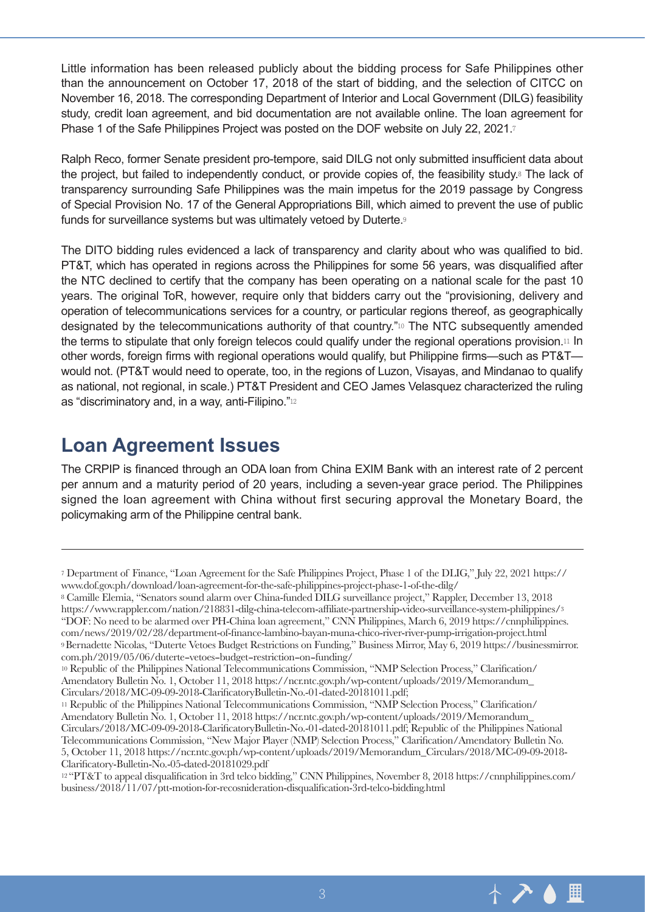Little information has been released publicly about the bidding process for Safe Philippines other than the announcement on October 17, 2018 of the start of bidding, and the selection of CITCC on November 16, 2018. The corresponding Department of Interior and Local Government (DILG) feasibility study, credit loan agreement, and bid documentation are not available online. The loan agreement for Phase 1 of the Safe Philippines Project was posted on the DOF website on July 22, 2021.[7]

Ralph Reco, former Senate president pro-tempore, said DILG not only submitted insufficient data about the project, but failed to independently conduct, or provide copies of, the feasibility study.[8] The lack of transparency surrounding Safe Philippines was the main impetus for the 2019 passage by Congress of Special Provision No. 17 of the General Appropriations Bill, which aimed to prevent the use of public funds for surveillance systems but was ultimately vetoed by Duterte.[9]

The DITO bidding rules evidenced a lack of transparency and clarity about who was qualified to bid. PT&T, which has operated in regions across the Philippines for some 56 years, was disqualified after the NTC declined to certify that the company has been operating on a national scale for the past 10 years. The original ToR, however, require only that bidders carry out the "provisioning, delivery and operation of telecommunications services for a country, or particular regions thereof, as geographically designated by the telecommunications authority of that country."[10] The NTC subsequently amended the terms to stipulate that only foreign telecos could qualify under the regional operations provision.[11] In other words, foreign firms with regional operations would qualify, but Philippine firms—such as PT&T—would not. (PT&T would need to operate, too, in the regions of Luzon, Visayas, and Mindanao to qualify as national, not regional, in scale.) PT&T President and CEO James Velasquez characterized the ruling as "discriminatory and, in a way, anti-Filipino."[12]

## Loan Agreement Issues

The CRPIP is financed through an ODA loan from China EXIM Bank with an interest rate of 2 percent per annum and a maturity period of 20 years, including a seven-year grace period. The Philippines signed the loan agreement with China without first securing approval the Monetary Board, the policymaking arm of the Philippine central bank.

---

[7] Department of Finance, "Loan Agreement for the Safe Philippines Project, Phase 1 of the DLIG," July 22, 2021 https://www.dof.gov.ph/download/loan-agreement-for-the-safe-philippines-project-phase-1-of-the-dilg/

[8] Camille Elemia, "Senators sound alarm over China-funded DILG surveillance project," Rappler, December 13, 2018 https://www.rappler.com/nation/218831-dilg-china-telecom-affiliate-partnership-video-surveillance-system-philippines/[3] "DOF: No need to be alarmed over PH-China loan agreement," CNN Philippines, March 6, 2019 https://cnnphilippines.com/news/2019/02/28/department-of-finance-lambino-bayan-muna-chico-river-river-pump-irrigation-project.html

[9] Bernadette Nicolas, "Duterte Vetoes Budget Restrictions on Funding," Business Mirror, May 6, 2019 https://businessmirror.com.ph/2019/05/06/duterte-vetoes-budget-restriction-on-funding/

[10] Republic of the Philippines National Telecommunications Commission, "NMP Selection Process," Clarification/Amendatory Bulletin No. 1, October 11, 2018 https://ncr.ntc.gov.ph/wp-content/uploads/2019/Memorandum_Circulars/2018/MC-09-09-2018-ClarificatoryBulletin-No.-01-dated-20181011.pdf;

[11] Republic of the Philippines National Telecommunications Commission, "NMP Selection Process," Clarification/Amendatory Bulletin No. 1, October 11, 2018 https://ncr.ntc.gov.ph/wp-content/uploads/2019/Memorandum_Circulars/2018/MC-09-09-2018-ClarificatoryBulletin-No.-01-dated-20181011.pdf; Republic of the Philippines National Telecommunications Commission, "New Major Player (NMP) Selection Process," Clarification/Amendatory Bulletin No. 5, October 11, 2018 https://ncr.ntc.gov.ph/wp-content/uploads/2019/Memorandum_Circulars/2018/MC-09-09-2018-Clarificatory-Bulletin-No.-05-dated-20181029.pdf

[12] "PT&T to appeal disqualification in 3rd telco bidding," CNN Philippines, November 8, 2018 https://cnnphilippines.com/business/2018/11/07/ptt-motion-for-recosnideration-disqualification-3rd-telco-bidding.html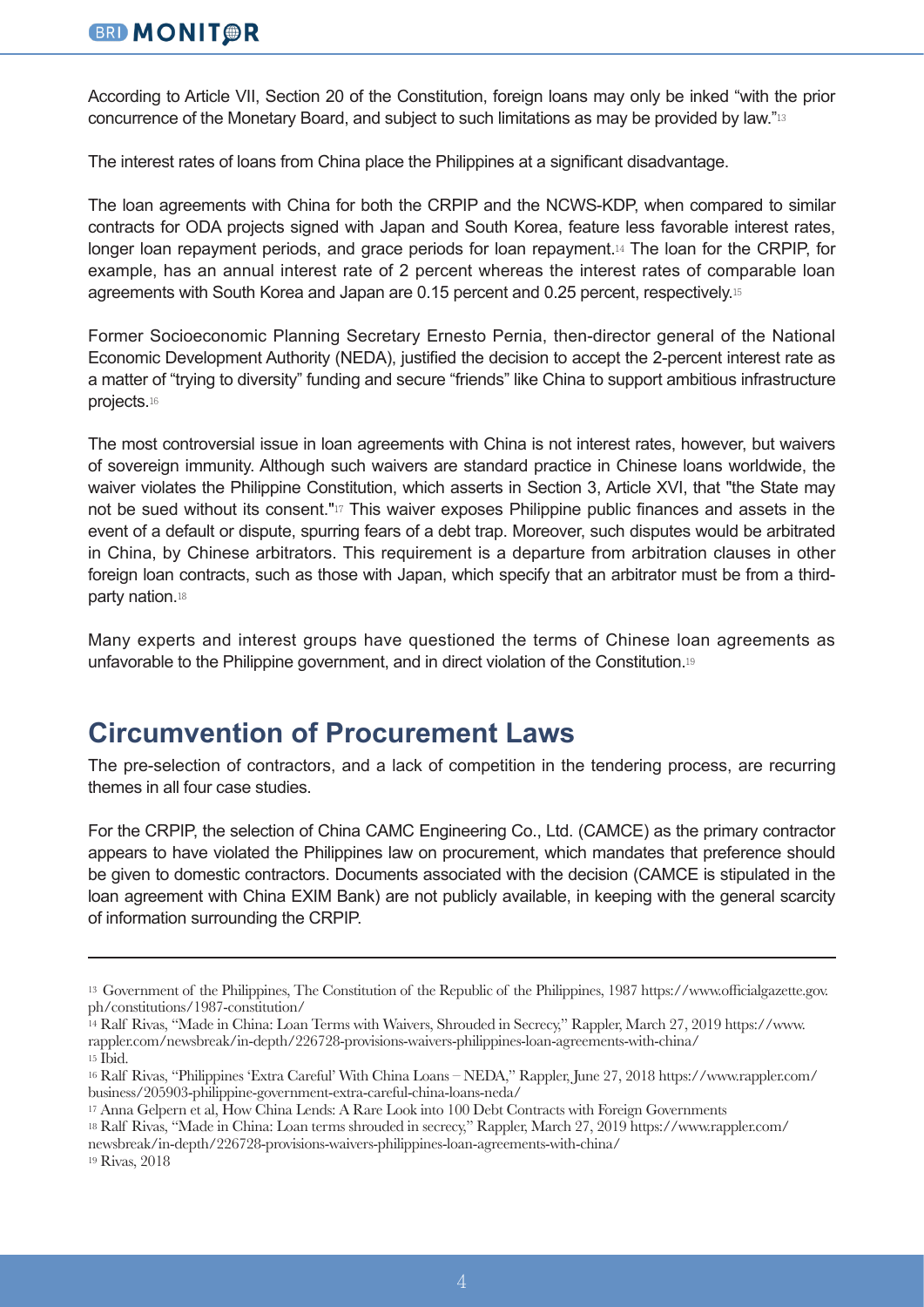According to Article VII, Section 20 of the Constitution, foreign loans may only be inked "with the prior concurrence of the Monetary Board, and subject to such limitations as may be provided by law."[13]

The interest rates of loans from China place the Philippines at a significant disadvantage.

The loan agreements with China for both the CRPIP and the NCWS-KDP, when compared to similar contracts for ODA projects signed with Japan and South Korea, feature less favorable interest rates, longer loan repayment periods, and grace periods for loan repayment.[14] The loan for the CRPIP, for example, has an annual interest rate of 2 percent whereas the interest rates of comparable loan agreements with South Korea and Japan are 0.15 percent and 0.25 percent, respectively.[15]

Former Socioeconomic Planning Secretary Ernesto Pernia, then-director general of the National Economic Development Authority (NEDA), justified the decision to accept the 2-percent interest rate as a matter of "trying to diversity" funding and secure "friends" like China to support ambitious infrastructure projects.[16]

The most controversial issue in loan agreements with China is not interest rates, however, but waivers of sovereign immunity. Although such waivers are standard practice in Chinese loans worldwide, the waiver violates the Philippine Constitution, which asserts in Section 3, Article XVI, that "the State may not be sued without its consent."[17] This waiver exposes Philippine public finances and assets in the event of a default or dispute, spurring fears of a debt trap. Moreover, such disputes would be arbitrated in China, by Chinese arbitrators. This requirement is a departure from arbitration clauses in other foreign loan contracts, such as those with Japan, which specify that an arbitrator must be from a third-party nation.[18]

Many experts and interest groups have questioned the terms of Chinese loan agreements as unfavorable to the Philippine government, and in direct violation of the Constitution.[19]

## Circumvention of Procurement Laws

The pre-selection of contractors, and a lack of competition in the tendering process, are recurring themes in all four case studies.

For the CRPIP, the selection of China CAMC Engineering Co., Ltd. (CAMCE) as the primary contractor appears to have violated the Philippines law on procurement, which mandates that preference should be given to domestic contractors. Documents associated with the decision (CAMCE is stipulated in the loan agreement with China EXIM Bank) are not publicly available, in keeping with the general scarcity of information surrounding the CRPIP.

---

[13] Government of the Philippines, The Constitution of the Republic of the Philippines, 1987 https://www.officialgazette.gov.ph/constitutions/1987-constitution/

[14] Ralf Rivas, "Made in China: Loan Terms with Waivers, Shrouded in Secrecy," Rappler, March 27, 2019 https://www.rappler.com/newsbreak/in-depth/226728-provisions-waivers-philippines-loan-agreements-with-china/

[15] Ibid.

[16] Ralf Rivas, "Philippines 'Extra Careful' With China Loans – NEDA," Rappler, June 27, 2018 https://www.rappler.com/business/205903-philippine-government-extra-careful-china-loans-neda/

[17] Anna Gelpern et al, How China Lends: A Rare Look into 100 Debt Contracts with Foreign Governments

[18] Ralf Rivas, "Made in China: Loan terms shrouded in secrecy," Rappler, March 27, 2019 https://www.rappler.com/newsbreak/in-depth/226728-provisions-waivers-philippines-loan-agreements-with-china/

[19] Rivas, 2018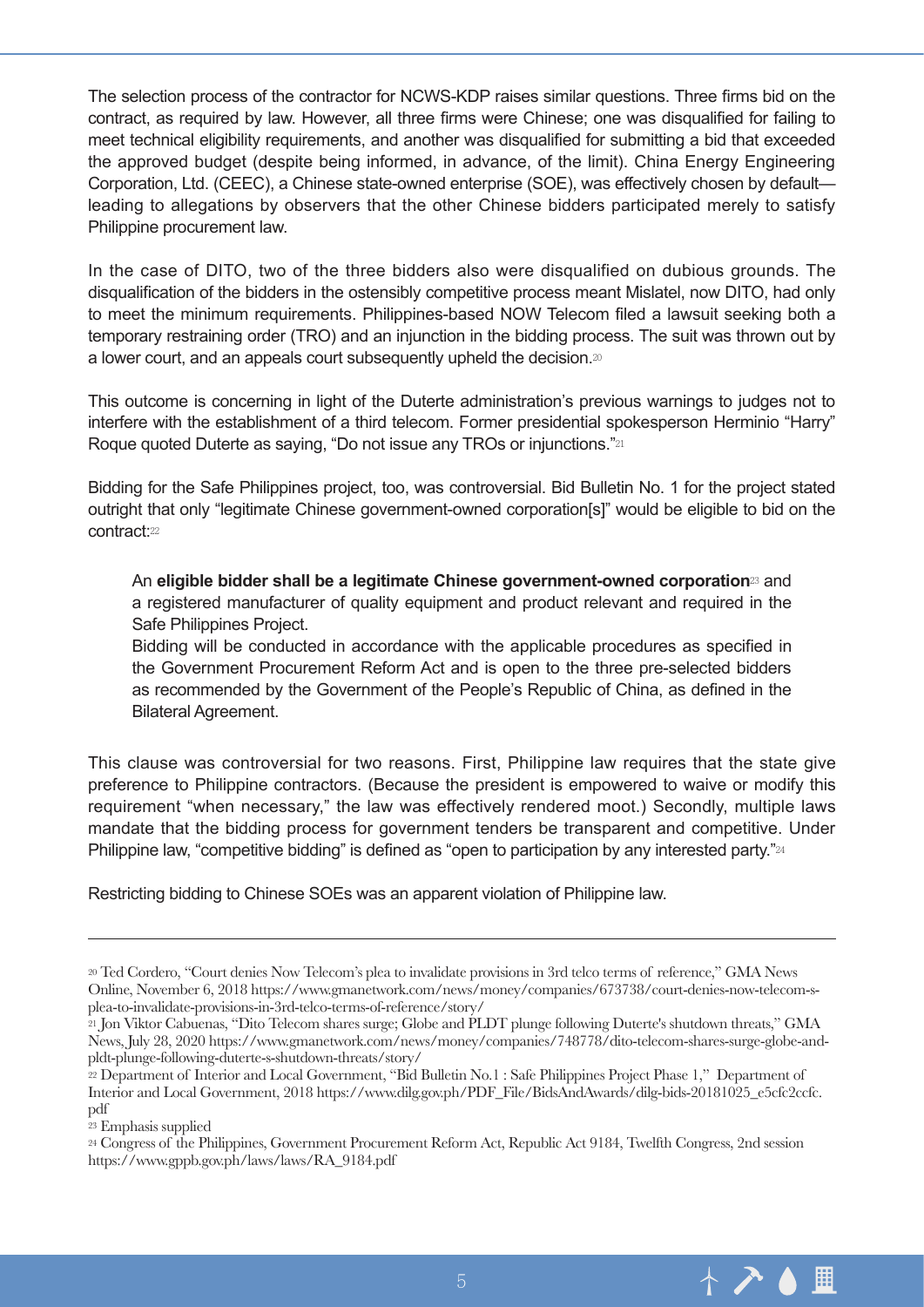The selection process of the contractor for NCWS-KDP raises similar questions. Three firms bid on the contract, as required by law. However, all three firms were Chinese; one was disqualified for failing to meet technical eligibility requirements, and another was disqualified for submitting a bid that exceeded the approved budget (despite being informed, in advance, of the limit). China Energy Engineering Corporation, Ltd. (CEEC), a Chinese state-owned enterprise (SOE), was effectively chosen by default—leading to allegations by observers that the other Chinese bidders participated merely to satisfy Philippine procurement law.

In the case of DITO, two of the three bidders also were disqualified on dubious grounds. The disqualification of the bidders in the ostensibly competitive process meant Mislatel, now DITO, had only to meet the minimum requirements. Philippines-based NOW Telecom filed a lawsuit seeking both a temporary restraining order (TRO) and an injunction in the bidding process. The suit was thrown out by a lower court, and an appeals court subsequently upheld the decision.[20]

This outcome is concerning in light of the Duterte administration's previous warnings to judges not to interfere with the establishment of a third telecom. Former presidential spokesperson Herminio "Harry" Roque quoted Duterte as saying, "Do not issue any TROs or injunctions."[21]

Bidding for the Safe Philippines project, too, was controversial. Bid Bulletin No. 1 for the project stated outright that only "legitimate Chinese government-owned corporation[s]" would be eligible to bid on the contract:[22]

> An **eligible bidder shall be a legitimate Chinese government-owned corporation**[23] and a registered manufacturer of quality equipment and product relevant and required in the Safe Philippines Project.
> Bidding will be conducted in accordance with the applicable procedures as specified in the Government Procurement Reform Act and is open to the three pre-selected bidders as recommended by the Government of the People's Republic of China, as defined in the Bilateral Agreement.

This clause was controversial for two reasons. First, Philippine law requires that the state give preference to Philippine contractors. (Because the president is empowered to waive or modify this requirement "when necessary," the law was effectively rendered moot.) Secondly, multiple laws mandate that the bidding process for government tenders be transparent and competitive. Under Philippine law, "competitive bidding" is defined as "open to participation by any interested party."[24]

Restricting bidding to Chinese SOEs was an apparent violation of Philippine law.

---

[20] Ted Cordero, "Court denies Now Telecom's plea to invalidate provisions in 3rd telco terms of reference," GMA News Online, November 6, 2018 https://www.gmanetwork.com/news/money/companies/673738/court-denies-now-telecom-s-plea-to-invalidate-provisions-in-3rd-telco-terms-of-reference/story/

[21] Jon Viktor Cabuenas, "Dito Telecom shares surge; Globe and PLDT plunge following Duterte's shutdown threats," GMA News, July 28, 2020 https://www.gmanetwork.com/news/money/companies/748778/dito-telecom-shares-surge-globe-and-pldt-plunge-following-duterte-s-shutdown-threats/story/

[22] Department of Interior and Local Government, "Bid Bulletin No.1 : Safe Philippines Project Phase 1," Department of Interior and Local Government, 2018 https://www.dilg.gov.ph/PDF_File/BidsAndAwards/dilg-bids-20181025_e5cfc2ccfc.pdf

[23] Emphasis supplied

[24] Congress of the Philippines, Government Procurement Reform Act, Republic Act 9184, Twelfth Congress, 2nd session https://www.gppb.gov.ph/laws/laws/RA_9184.pdf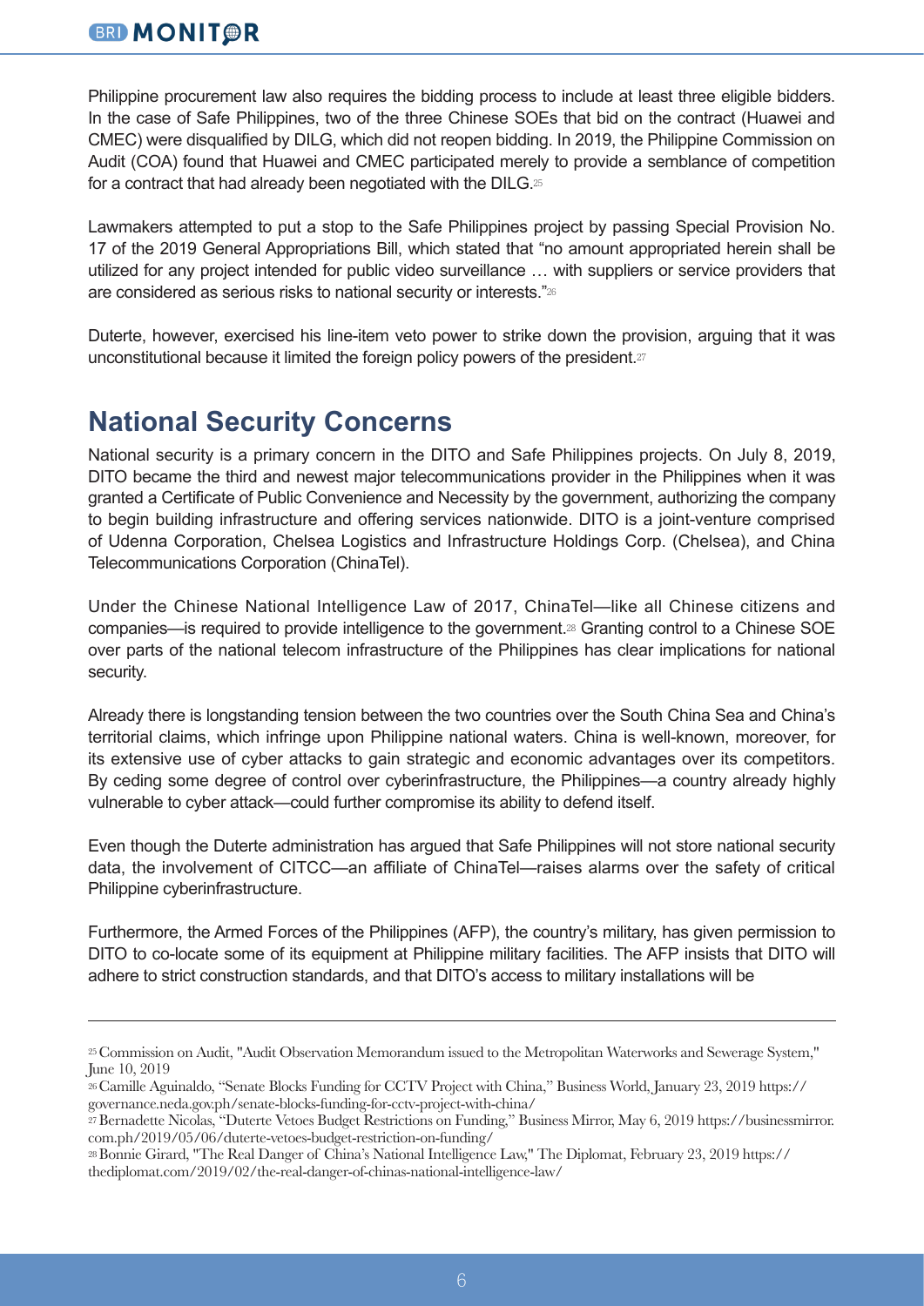Philippine procurement law also requires the bidding process to include at least three eligible bidders. In the case of Safe Philippines, two of the three Chinese SOEs that bid on the contract (Huawei and CMEC) were disqualified by DILG, which did not reopen bidding. In 2019, the Philippine Commission on Audit (COA) found that Huawei and CMEC participated merely to provide a semblance of competition for a contract that had already been negotiated with the DILG.[25]

Lawmakers attempted to put a stop to the Safe Philippines project by passing Special Provision No. 17 of the 2019 General Appropriations Bill, which stated that "no amount appropriated herein shall be utilized for any project intended for public video surveillance … with suppliers or service providers that are considered as serious risks to national security or interests."[26]

Duterte, however, exercised his line-item veto power to strike down the provision, arguing that it was unconstitutional because it limited the foreign policy powers of the president.[27]

## National Security Concerns

National security is a primary concern in the DITO and Safe Philippines projects. On July 8, 2019, DITO became the third and newest major telecommunications provider in the Philippines when it was granted a Certificate of Public Convenience and Necessity by the government, authorizing the company to begin building infrastructure and offering services nationwide. DITO is a joint-venture comprised of Udenna Corporation, Chelsea Logistics and Infrastructure Holdings Corp. (Chelsea), and China Telecommunications Corporation (ChinaTel).

Under the Chinese National Intelligence Law of 2017, ChinaTel—like all Chinese citizens and companies—is required to provide intelligence to the government.[28] Granting control to a Chinese SOE over parts of the national telecom infrastructure of the Philippines has clear implications for national security.

Already there is longstanding tension between the two countries over the South China Sea and China's territorial claims, which infringe upon Philippine national waters. China is well-known, moreover, for its extensive use of cyber attacks to gain strategic and economic advantages over its competitors. By ceding some degree of control over cyberinfrastructure, the Philippines—a country already highly vulnerable to cyber attack—could further compromise its ability to defend itself.

Even though the Duterte administration has argued that Safe Philippines will not store national security data, the involvement of CITCC—an affiliate of ChinaTel—raises alarms over the safety of critical Philippine cyberinfrastructure.

Furthermore, the Armed Forces of the Philippines (AFP), the country's military, has given permission to DITO to co-locate some of its equipment at Philippine military facilities. The AFP insists that DITO will adhere to strict construction standards, and that DITO's access to military installations will be

---

[25] Commission on Audit, "Audit Observation Memorandum issued to the Metropolitan Waterworks and Sewerage System," June 10, 2019

[26] Camille Aguinaldo, "Senate Blocks Funding for CCTV Project with China," Business World, January 23, 2019 https://governance.neda.gov.ph/senate-blocks-funding-for-cctv-project-with-china/

[27] Bernadette Nicolas, "Duterte Vetoes Budget Restrictions on Funding," Business Mirror, May 6, 2019 https://businessmirror.com.ph/2019/05/06/duterte-vetoes-budget-restriction-on-funding/

[28] Bonnie Girard, "The Real Danger of China's National Intelligence Law," The Diplomat, February 23, 2019 https://thediplomat.com/2019/02/the-real-danger-of-chinas-national-intelligence-law/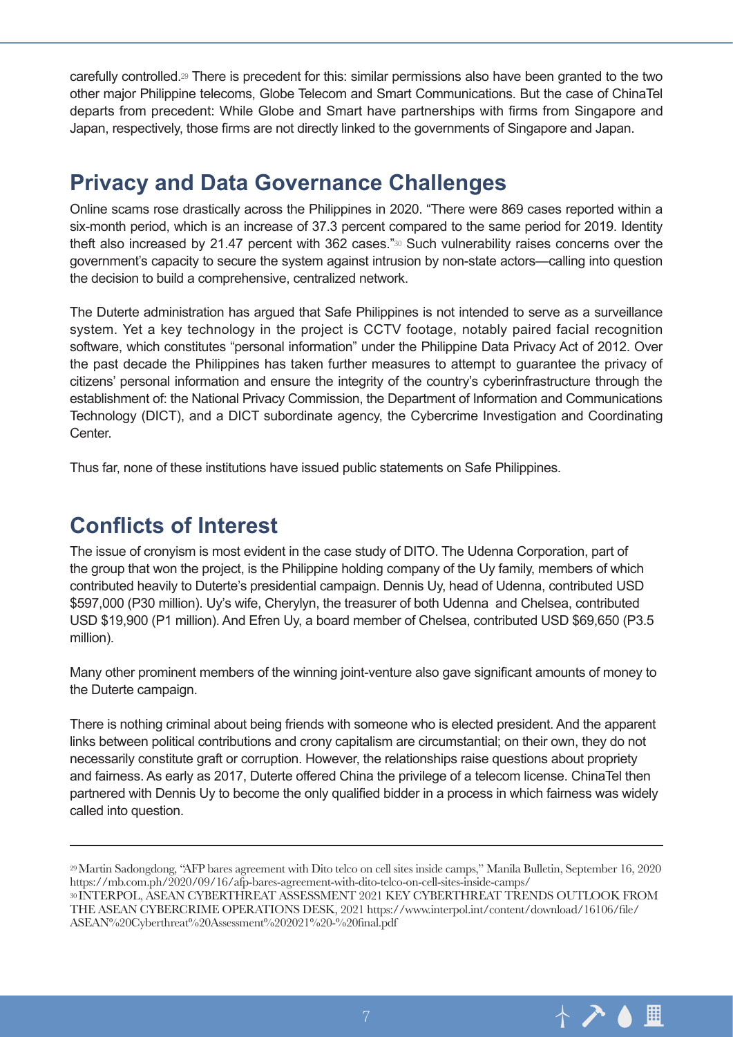carefully controlled.[29] There is precedent for this: similar permissions also have been granted to the two other major Philippine telecoms, Globe Telecom and Smart Communications. But the case of ChinaTel departs from precedent: While Globe and Smart have partnerships with firms from Singapore and Japan, respectively, those firms are not directly linked to the governments of Singapore and Japan.

## Privacy and Data Governance Challenges

Online scams rose drastically across the Philippines in 2020. "There were 869 cases reported within a six-month period, which is an increase of 37.3 percent compared to the same period for 2019. Identity theft also increased by 21.47 percent with 362 cases."[30] Such vulnerability raises concerns over the government's capacity to secure the system against intrusion by non-state actors—calling into question the decision to build a comprehensive, centralized network.

The Duterte administration has argued that Safe Philippines is not intended to serve as a surveillance system. Yet a key technology in the project is CCTV footage, notably paired facial recognition software, which constitutes "personal information" under the Philippine Data Privacy Act of 2012. Over the past decade the Philippines has taken further measures to attempt to guarantee the privacy of citizens' personal information and ensure the integrity of the country's cyberinfrastructure through the establishment of: the National Privacy Commission, the Department of Information and Communications Technology (DICT), and a DICT subordinate agency, the Cybercrime Investigation and Coordinating Center.

Thus far, none of these institutions have issued public statements on Safe Philippines.

## Conflicts of Interest

The issue of cronyism is most evident in the case study of DITO. The Udenna Corporation, part of the group that won the project, is the Philippine holding company of the Uy family, members of which contributed heavily to Duterte's presidential campaign. Dennis Uy, head of Udenna, contributed USD $597,000 (P30 million). Uy's wife, Cherylyn, the treasurer of both Udenna and Chelsea, contributed USD $19,900 (P1 million). And Efren Uy, a board member of Chelsea, contributed USD $69,650 (P3.5 million).

Many other prominent members of the winning joint-venture also gave significant amounts of money to the Duterte campaign.

There is nothing criminal about being friends with someone who is elected president. And the apparent links between political contributions and crony capitalism are circumstantial; on their own, they do not necessarily constitute graft or corruption. However, the relationships raise questions about propriety and fairness. As early as 2017, Duterte offered China the privilege of a telecom license. ChinaTel then partnered with Dennis Uy to become the only qualified bidder in a process in which fairness was widely called into question.

---

[29] Martin Sadongdong, "AFP bares agreement with Dito telco on cell sites inside camps," Manila Bulletin, September 16, 2020 https://mb.com.ph/2020/09/16/afp-bares-agreement-with-dito-telco-on-cell-sites-inside-camps/

[30] INTERPOL, ASEAN CYBERTHREAT ASSESSMENT 2021 KEY CYBERTHREAT TRENDS OUTLOOK FROM THE ASEAN CYBERCRIME OPERATIONS DESK, 2021 https://www.interpol.int/content/download/16106/file/ASEAN%20Cyberthreat%20Assessment%202021%20-%20final.pdf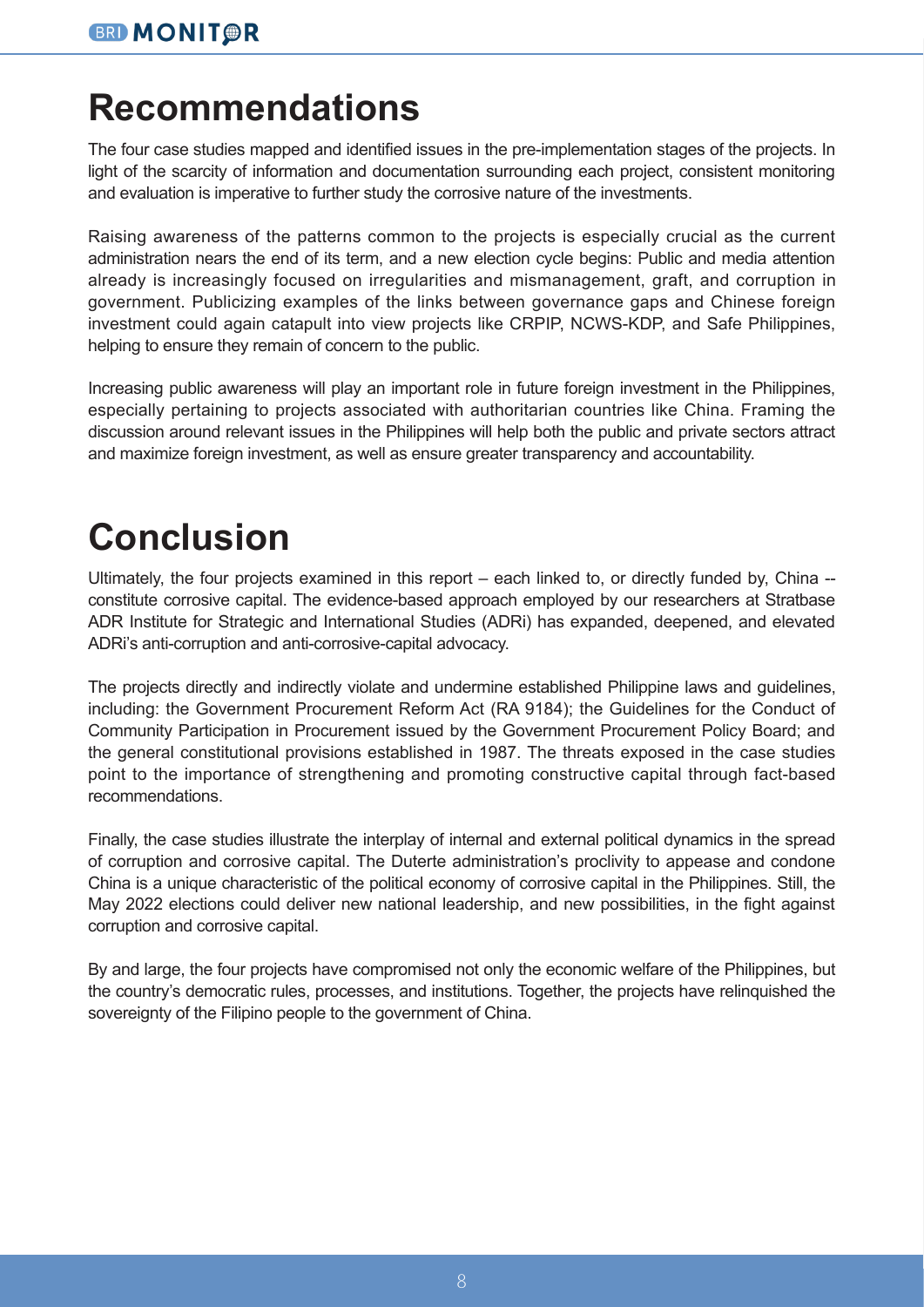# Recommendations

The four case studies mapped and identified issues in the pre-implementation stages of the projects. In light of the scarcity of information and documentation surrounding each project, consistent monitoring and evaluation is imperative to further study the corrosive nature of the investments.

Raising awareness of the patterns common to the projects is especially crucial as the current administration nears the end of its term, and a new election cycle begins: Public and media attention already is increasingly focused on irregularities and mismanagement, graft, and corruption in government. Publicizing examples of the links between governance gaps and Chinese foreign investment could again catapult into view projects like CRPIP, NCWS-KDP, and Safe Philippines, helping to ensure they remain of concern to the public.

Increasing public awareness will play an important role in future foreign investment in the Philippines, especially pertaining to projects associated with authoritarian countries like China. Framing the discussion around relevant issues in the Philippines will help both the public and private sectors attract and maximize foreign investment, as well as ensure greater transparency and accountability.

# Conclusion

Ultimately, the four projects examined in this report – each linked to, or directly funded by, China -- constitute corrosive capital. The evidence-based approach employed by our researchers at Stratbase ADR Institute for Strategic and International Studies (ADRi) has expanded, deepened, and elevated ADRi's anti-corruption and anti-corrosive-capital advocacy.

The projects directly and indirectly violate and undermine established Philippine laws and guidelines, including: the Government Procurement Reform Act (RA 9184); the Guidelines for the Conduct of Community Participation in Procurement issued by the Government Procurement Policy Board; and the general constitutional provisions established in 1987. The threats exposed in the case studies point to the importance of strengthening and promoting constructive capital through fact-based recommendations.

Finally, the case studies illustrate the interplay of internal and external political dynamics in the spread of corruption and corrosive capital. The Duterte administration's proclivity to appease and condone China is a unique characteristic of the political economy of corrosive capital in the Philippines. Still, the May 2022 elections could deliver new national leadership, and new possibilities, in the fight against corruption and corrosive capital.

By and large, the four projects have compromised not only the economic welfare of the Philippines, but the country's democratic rules, processes, and institutions. Together, the projects have relinquished the sovereignty of the Filipino people to the government of China.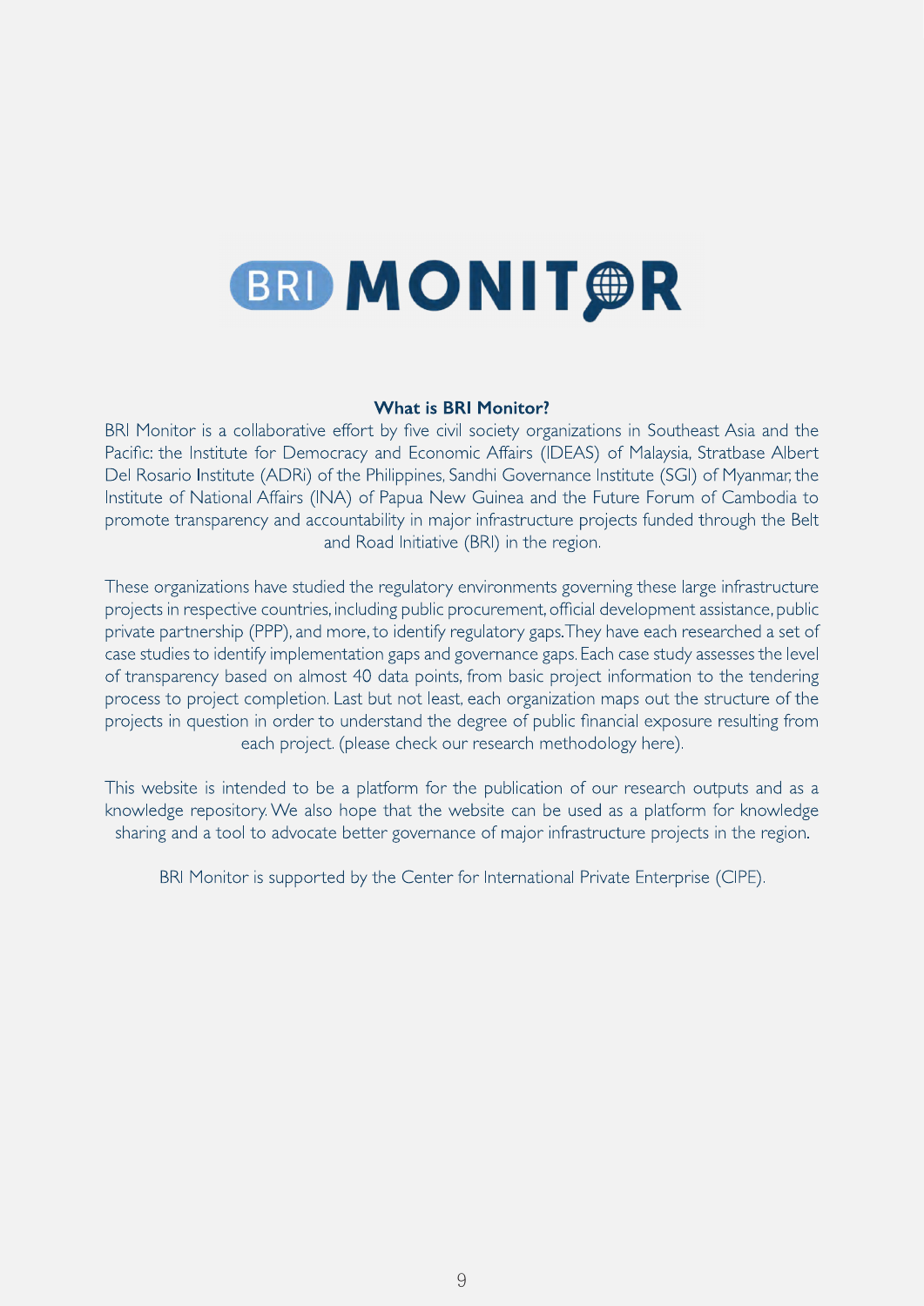# BRI MONITOR

**What is BRI Monitor?**

BRI Monitor is a collaborative effort by five civil society organizations in Southeast Asia and the Pacific: the Institute for Democracy and Economic Affairs (IDEAS) of Malaysia, Stratbase Albert Del Rosario Institute (ADRi) of the Philippines, Sandhi Governance Institute (SGI) of Myanmar, the Institute of National Affairs (INA) of Papua New Guinea and the Future Forum of Cambodia to promote transparency and accountability in major infrastructure projects funded through the Belt and Road Initiative (BRI) in the region.

These organizations have studied the regulatory environments governing these large infrastructure projects in respective countries, including public procurement, official development assistance, public private partnership (PPP), and more, to identify regulatory gaps. They have each researched a set of case studies to identify implementation gaps and governance gaps. Each case study assesses the level of transparency based on almost 40 data points, from basic project information to the tendering process to project completion. Last but not least, each organization maps out the structure of the projects in question in order to understand the degree of public financial exposure resulting from each project. (please check our research methodology here).

This website is intended to be a platform for the publication of our research outputs and as a knowledge repository. We also hope that the website can be used as a platform for knowledge sharing and a tool to advocate better governance of major infrastructure projects in the region.

BRI Monitor is supported by the Center for International Private Enterprise (CIPE).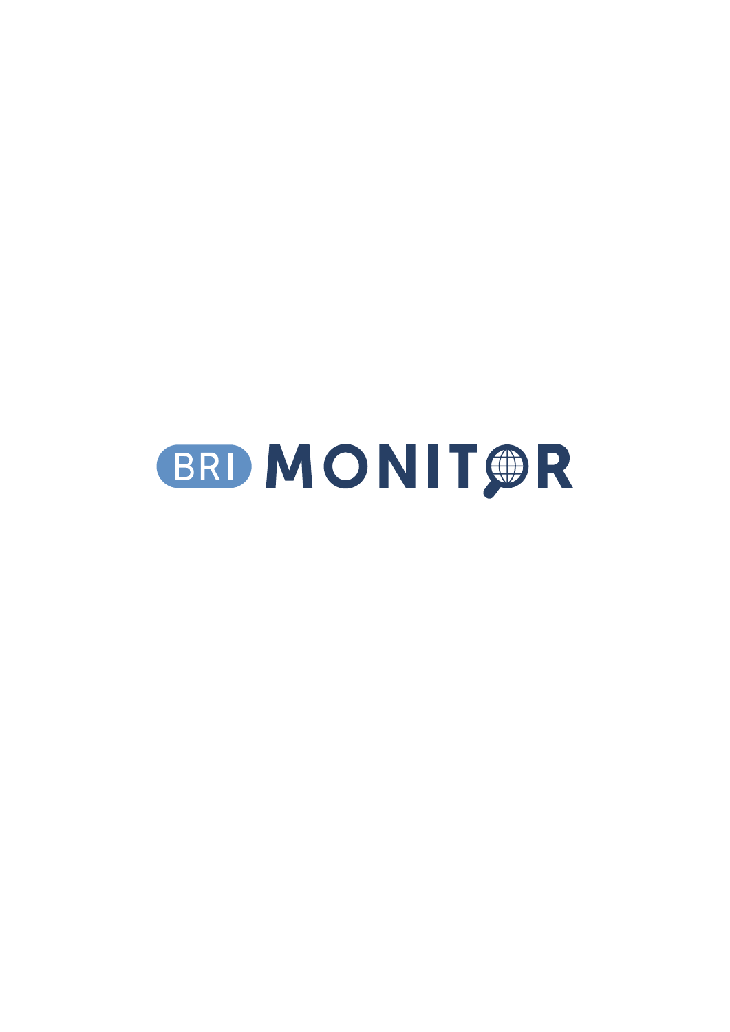BRI MONITOR